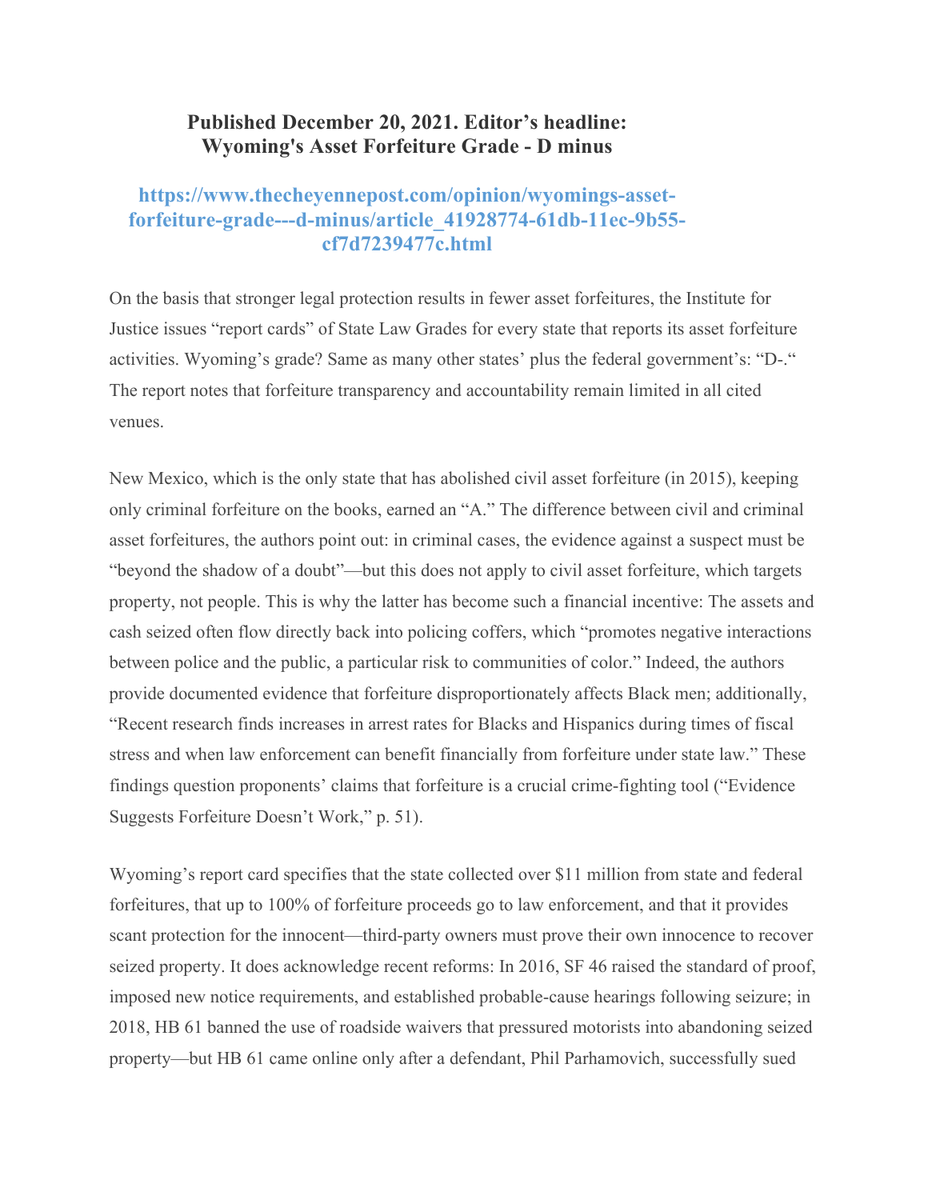**Published December 20, 2021. Editor's headline: Wyoming's Asset Forfeiture Grade - D minus**

**https://www.thecheyennepost.com/opinion/wyomings-asset-forfeiture-grade---d-minus/article_41928774-61db-11ec-9b55-cf7d7239477c.html**

On the basis that stronger legal protection results in fewer asset forfeitures, the Institute for Justice issues "report cards" of State Law Grades for every state that reports its asset forfeiture activities. Wyoming's grade? Same as many other states' plus the federal government's: "D-." The report notes that forfeiture transparency and accountability remain limited in all cited venues.

New Mexico, which is the only state that has abolished civil asset forfeiture (in 2015), keeping only criminal forfeiture on the books, earned an "A." The difference between civil and criminal asset forfeitures, the authors point out: in criminal cases, the evidence against a suspect must be "beyond the shadow of a doubt"—but this does not apply to civil asset forfeiture, which targets property, not people. This is why the latter has become such a financial incentive: The assets and cash seized often flow directly back into policing coffers, which "promotes negative interactions between police and the public, a particular risk to communities of color." Indeed, the authors provide documented evidence that forfeiture disproportionately affects Black men; additionally, "Recent research finds increases in arrest rates for Blacks and Hispanics during times of fiscal stress and when law enforcement can benefit financially from forfeiture under state law." These findings question proponents' claims that forfeiture is a crucial crime-fighting tool ("Evidence Suggests Forfeiture Doesn't Work," p. 51).

Wyoming's report card specifies that the state collected over $11 million from state and federal forfeitures, that up to 100% of forfeiture proceeds go to law enforcement, and that it provides scant protection for the innocent—third-party owners must prove their own innocence to recover seized property. It does acknowledge recent reforms: In 2016, SF 46 raised the standard of proof, imposed new notice requirements, and established probable-cause hearings following seizure; in 2018, HB 61 banned the use of roadside waivers that pressured motorists into abandoning seized property—but HB 61 came online only after a defendant, Phil Parhamovich, successfully sued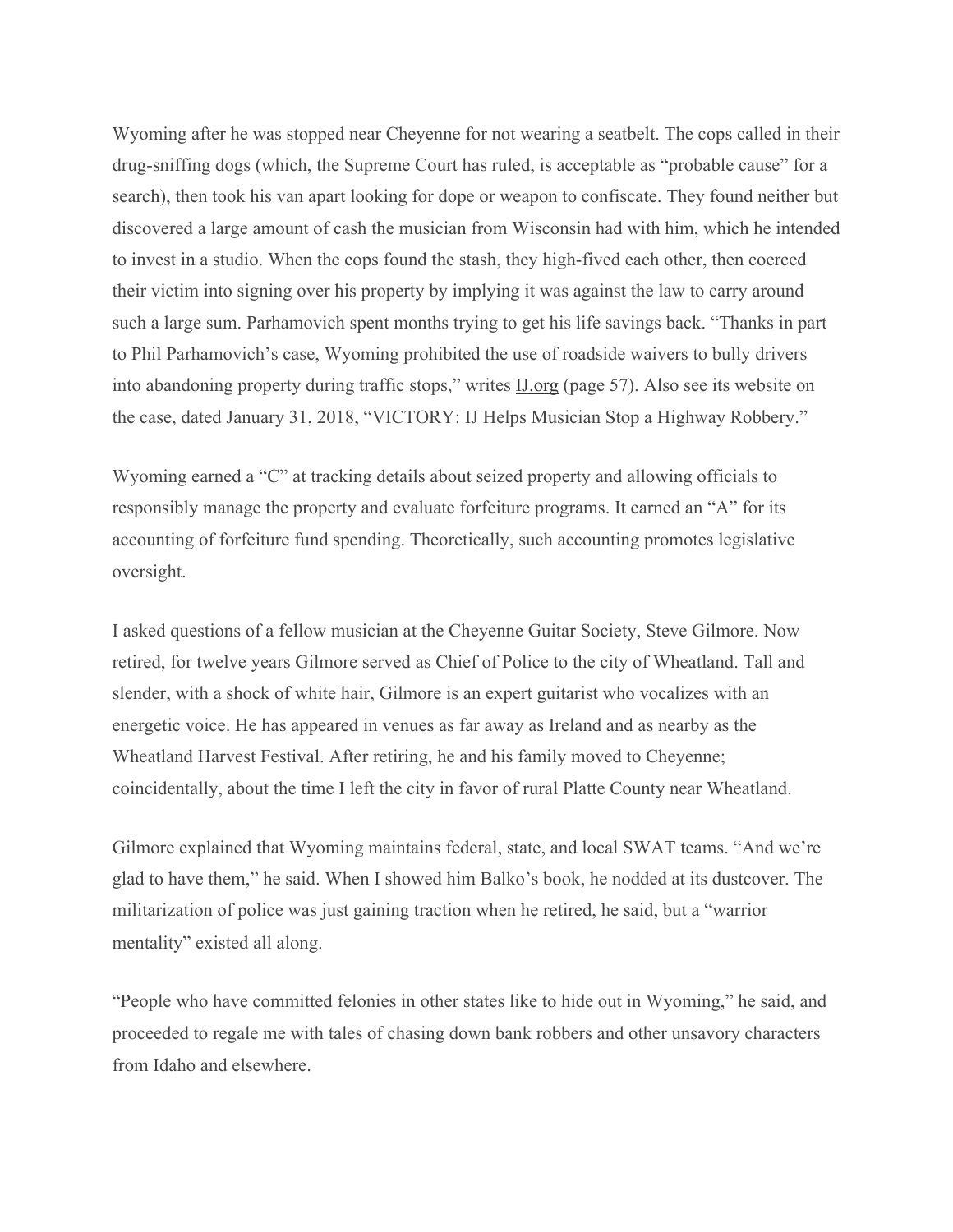Wyoming after he was stopped near Cheyenne for not wearing a seatbelt. The cops called in their drug-sniffing dogs (which, the Supreme Court has ruled, is acceptable as "probable cause" for a search), then took his van apart looking for dope or weapon to confiscate. They found neither but discovered a large amount of cash the musician from Wisconsin had with him, which he intended to invest in a studio. When the cops found the stash, they high-fived each other, then coerced their victim into signing over his property by implying it was against the law to carry around such a large sum. Parhamovich spent months trying to get his life savings back. "Thanks in part to Phil Parhamovich's case, Wyoming prohibited the use of roadside waivers to bully drivers into abandoning property during traffic stops," writes IJ.org (page 57). Also see its website on the case, dated January 31, 2018, "VICTORY: IJ Helps Musician Stop a Highway Robbery."

Wyoming earned a "C" at tracking details about seized property and allowing officials to responsibly manage the property and evaluate forfeiture programs. It earned an "A" for its accounting of forfeiture fund spending. Theoretically, such accounting promotes legislative oversight.

I asked questions of a fellow musician at the Cheyenne Guitar Society, Steve Gilmore. Now retired, for twelve years Gilmore served as Chief of Police to the city of Wheatland. Tall and slender, with a shock of white hair, Gilmore is an expert guitarist who vocalizes with an energetic voice. He has appeared in venues as far away as Ireland and as nearby as the Wheatland Harvest Festival. After retiring, he and his family moved to Cheyenne; coincidentally, about the time I left the city in favor of rural Platte County near Wheatland.

Gilmore explained that Wyoming maintains federal, state, and local SWAT teams. "And we're glad to have them," he said. When I showed him Balko's book, he nodded at its dustcover. The militarization of police was just gaining traction when he retired, he said, but a "warrior mentality" existed all along.

"People who have committed felonies in other states like to hide out in Wyoming," he said, and proceeded to regale me with tales of chasing down bank robbers and other unsavory characters from Idaho and elsewhere.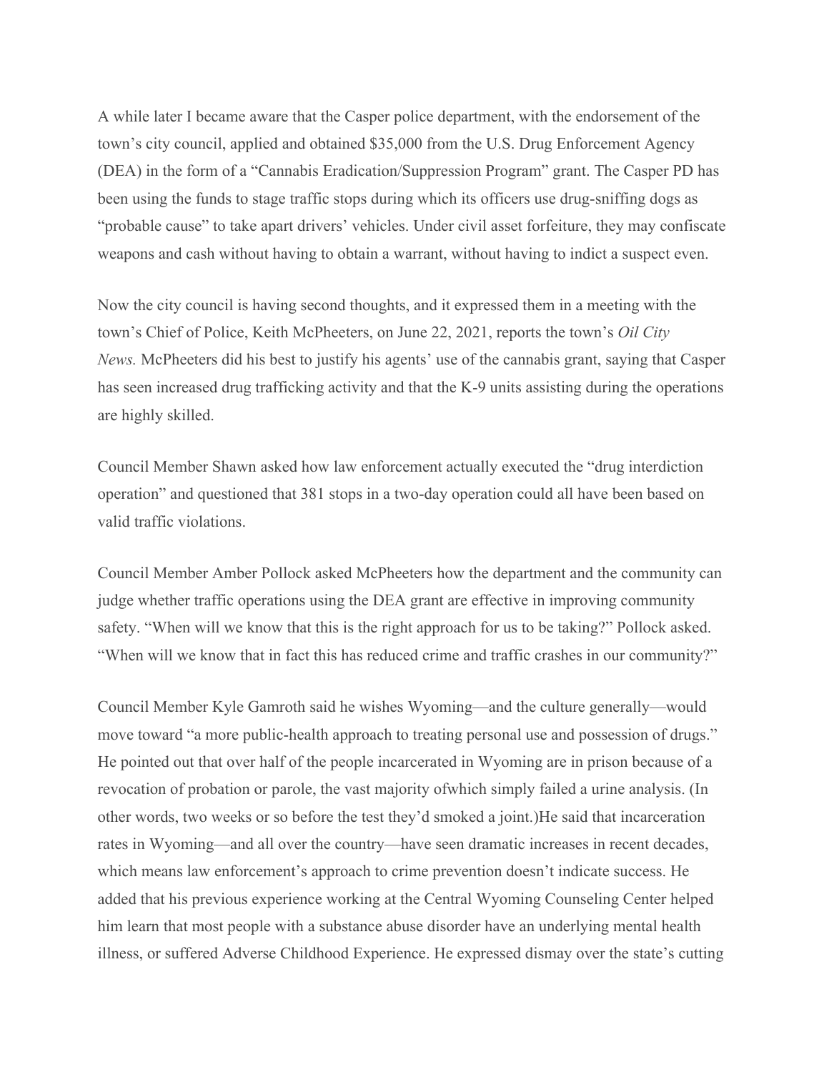A while later I became aware that the Casper police department, with the endorsement of the town's city council, applied and obtained $35,000 from the U.S. Drug Enforcement Agency (DEA) in the form of a "Cannabis Eradication/Suppression Program" grant. The Casper PD has been using the funds to stage traffic stops during which its officers use drug-sniffing dogs as "probable cause" to take apart drivers' vehicles. Under civil asset forfeiture, they may confiscate weapons and cash without having to obtain a warrant, without having to indict a suspect even.

Now the city council is having second thoughts, and it expressed them in a meeting with the town's Chief of Police, Keith McPheeters, on June 22, 2021, reports the town's *Oil City News.* McPheeters did his best to justify his agents' use of the cannabis grant, saying that Casper has seen increased drug trafficking activity and that the K-9 units assisting during the operations are highly skilled.

Council Member Shawn asked how law enforcement actually executed the "drug interdiction operation" and questioned that 381 stops in a two-day operation could all have been based on valid traffic violations.

Council Member Amber Pollock asked McPheeters how the department and the community can judge whether traffic operations using the DEA grant are effective in improving community safety. "When will we know that this is the right approach for us to be taking?" Pollock asked. "When will we know that in fact this has reduced crime and traffic crashes in our community?"

Council Member Kyle Gamroth said he wishes Wyoming—and the culture generally—would move toward "a more public-health approach to treating personal use and possession of drugs." He pointed out that over half of the people incarcerated in Wyoming are in prison because of a revocation of probation or parole, the vast majority ofwhich simply failed a urine analysis. (In other words, two weeks or so before the test they'd smoked a joint.)He said that incarceration rates in Wyoming—and all over the country—have seen dramatic increases in recent decades, which means law enforcement's approach to crime prevention doesn't indicate success. He added that his previous experience working at the Central Wyoming Counseling Center helped him learn that most people with a substance abuse disorder have an underlying mental health illness, or suffered Adverse Childhood Experience. He expressed dismay over the state's cutting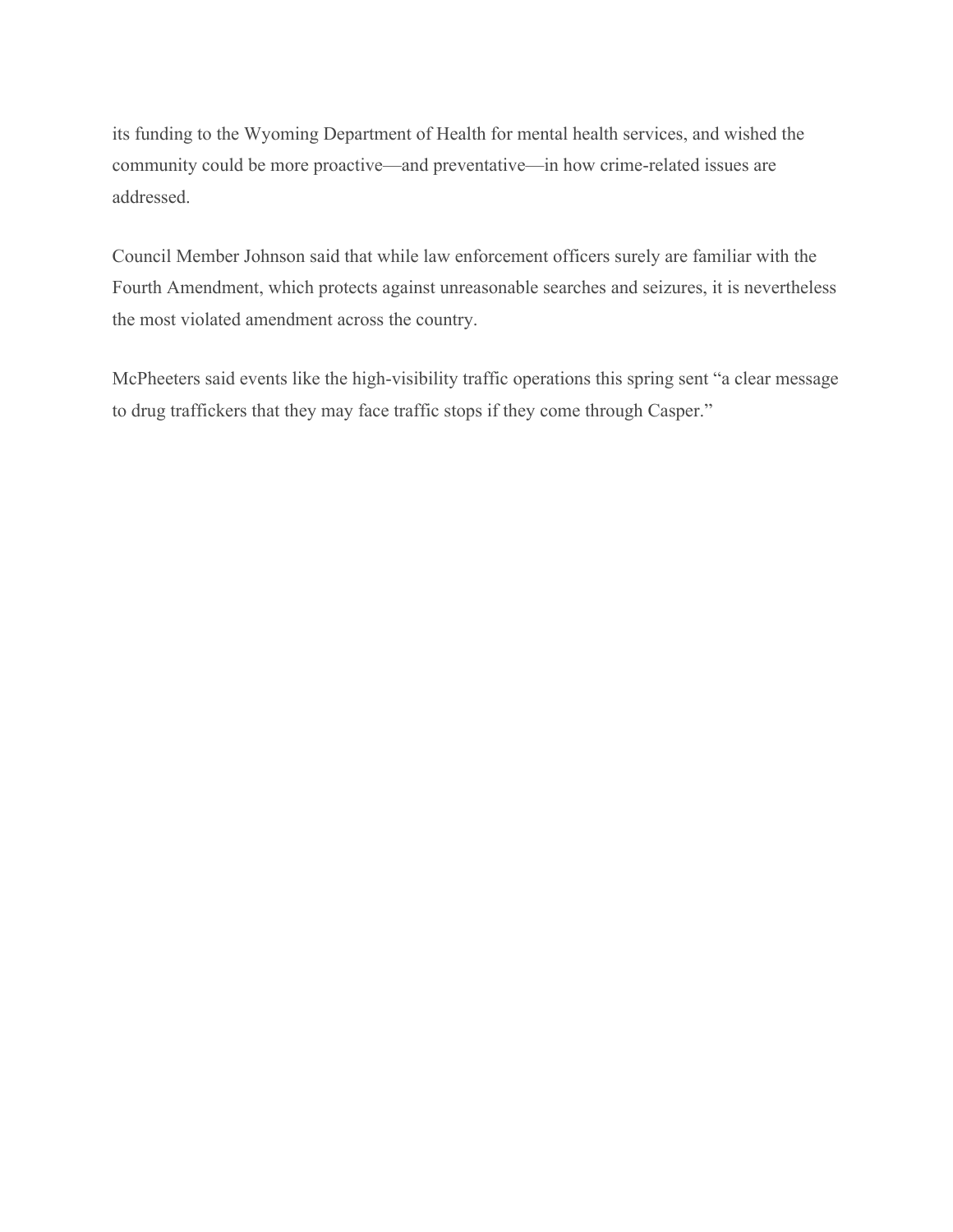its funding to the Wyoming Department of Health for mental health services, and wished the community could be more proactive—and preventative—in how crime-related issues are addressed.

Council Member Johnson said that while law enforcement officers surely are familiar with the Fourth Amendment, which protects against unreasonable searches and seizures, it is nevertheless the most violated amendment across the country.

McPheeters said events like the high-visibility traffic operations this spring sent "a clear message to drug traffickers that they may face traffic stops if they come through Casper."